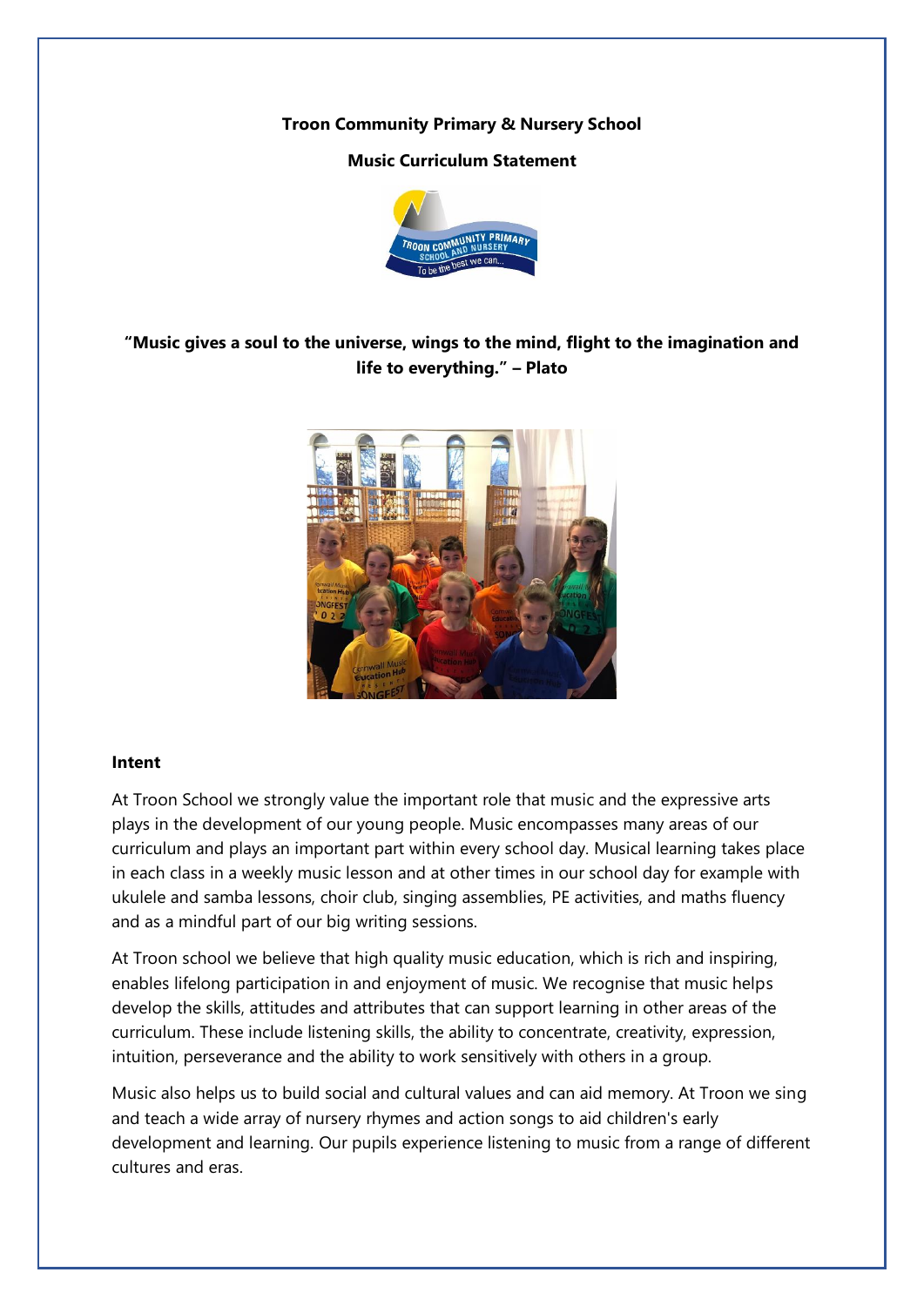**Troon Community Primary & Nursery School**

**Music Curriculum Statement**

**"Music gives a soul to the universe, wings to the mind, flight to the imagination and life to everything." – Plato**

## Intent

At Troon School we strongly value the important role that music and the expressive arts plays in the development of our young people. Music encompasses many areas of our curriculum and plays an important part within every school day. Musical learning takes place in each class in a weekly music lesson and at other times in our school day for example with ukulele and samba lessons, choir club, singing assemblies, PE activities, and maths fluency and as a mindful part of our big writing sessions.

At Troon school we believe that high quality music education, which is rich and inspiring, enables lifelong participation in and enjoyment of music. We recognise that music helps develop the skills, attitudes and attributes that can support learning in other areas of the curriculum. These include listening skills, the ability to concentrate, creativity, expression, intuition, perseverance and the ability to work sensitively with others in a group.

Music also helps us to build social and cultural values and can aid memory. At Troon we sing and teach a wide array of nursery rhymes and action songs to aid children's early development and learning. Our pupils experience listening to music from a range of different cultures and eras.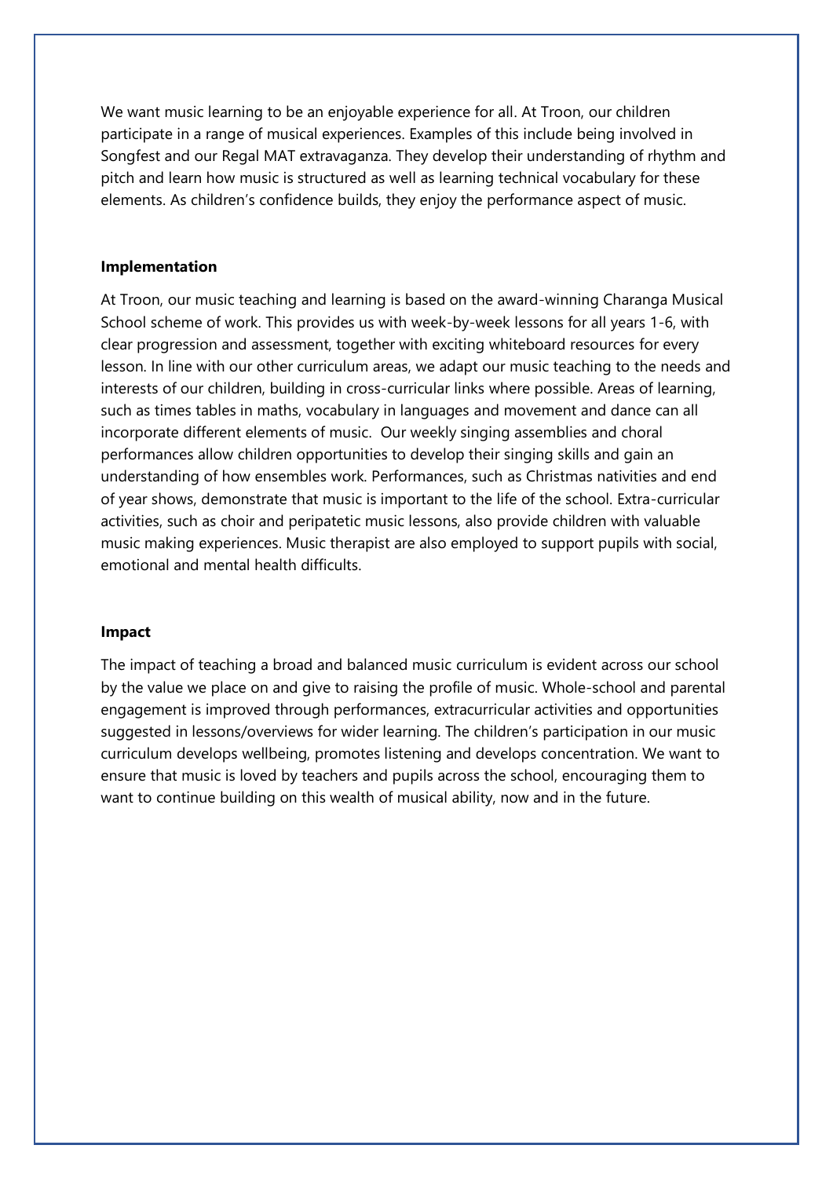We want music learning to be an enjoyable experience for all. At Troon, our children participate in a range of musical experiences. Examples of this include being involved in Songfest and our Regal MAT extravaganza. They develop their understanding of rhythm and pitch and learn how music is structured as well as learning technical vocabulary for these elements. As children's confidence builds, they enjoy the performance aspect of music.

**Implementation**

At Troon, our music teaching and learning is based on the award-winning Charanga Musical School scheme of work. This provides us with week-by-week lessons for all years 1-6, with clear progression and assessment, together with exciting whiteboard resources for every lesson. In line with our other curriculum areas, we adapt our music teaching to the needs and interests of our children, building in cross-curricular links where possible. Areas of learning, such as times tables in maths, vocabulary in languages and movement and dance can all incorporate different elements of music. Our weekly singing assemblies and choral performances allow children opportunities to develop their singing skills and gain an understanding of how ensembles work. Performances, such as Christmas nativities and end of year shows, demonstrate that music is important to the life of the school. Extra-curricular activities, such as choir and peripatetic music lessons, also provide children with valuable music making experiences. Music therapist are also employed to support pupils with social, emotional and mental health difficults.

**Impact**

The impact of teaching a broad and balanced music curriculum is evident across our school by the value we place on and give to raising the profile of music. Whole-school and parental engagement is improved through performances, extracurricular activities and opportunities suggested in lessons/overviews for wider learning. The children's participation in our music curriculum develops wellbeing, promotes listening and develops concentration. We want to ensure that music is loved by teachers and pupils across the school, encouraging them to want to continue building on this wealth of musical ability, now and in the future.